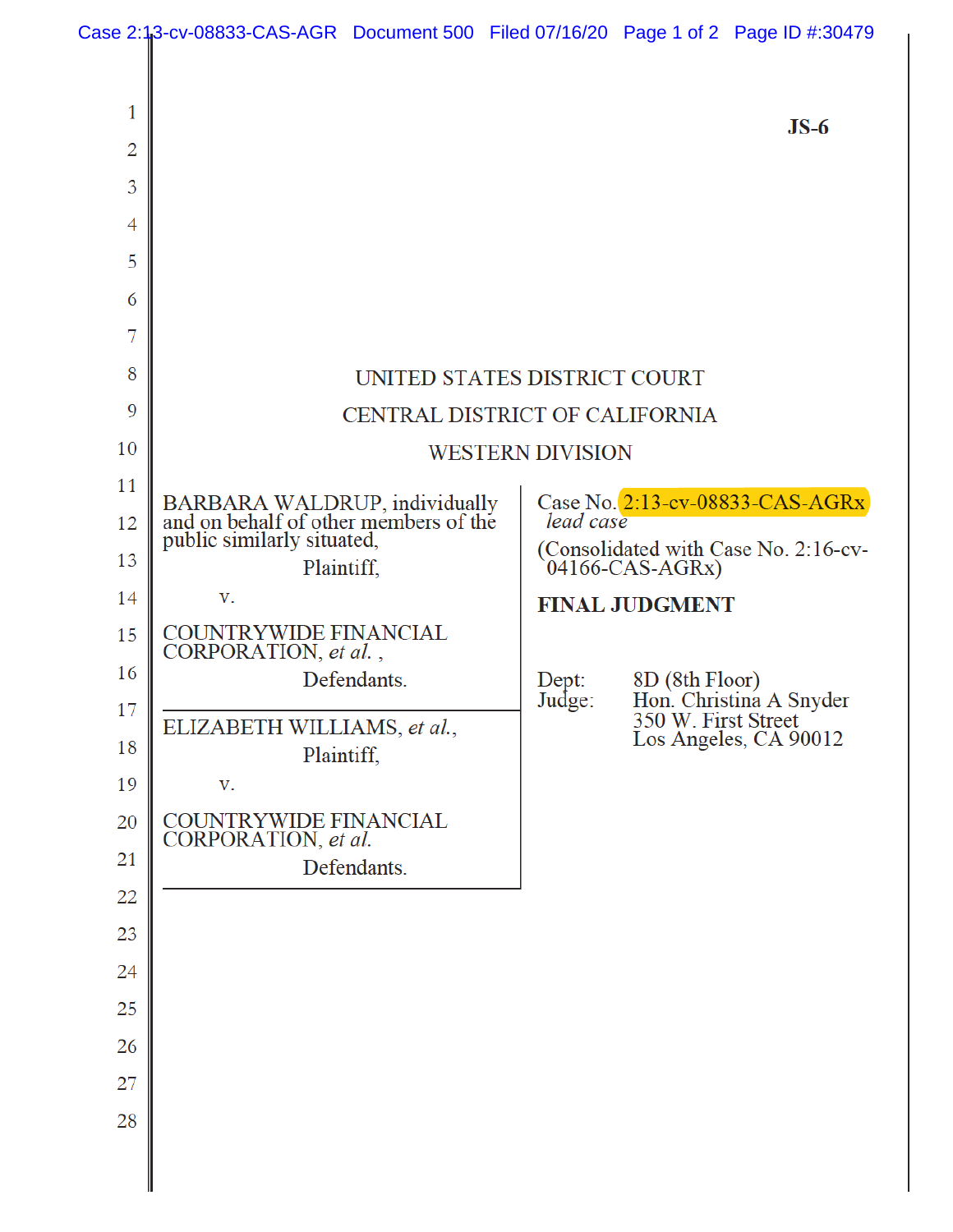**JS-6**

UNITED STATES DISTRICT COURT

CENTRAL DISTRICT OF CALIFORNIA

WESTERN DIVISION

BARBARA WALDRUP, individually and on behalf of other members of the public similarly situated,

Plaintiff,

v.

COUNTRYWIDE FINANCIAL CORPORATION, *et al.* ,

Defendants.

---

ELIZABETH WILLIAMS, *et al.*,

Plaintiff,

v.

COUNTRYWIDE FINANCIAL CORPORATION, *et al.*

Defendants.

---

Case No. 2:13-cv-08833-CAS-AGRx
*lead case*

(Consolidated with Case No. 2:16-cv-04166-CAS-AGRx)

**FINAL JUDGMENT**

Dept: 8D (8th Floor)
Judge: Hon. Christina A Snyder
350 W. First Street
Los Angeles, CA 90012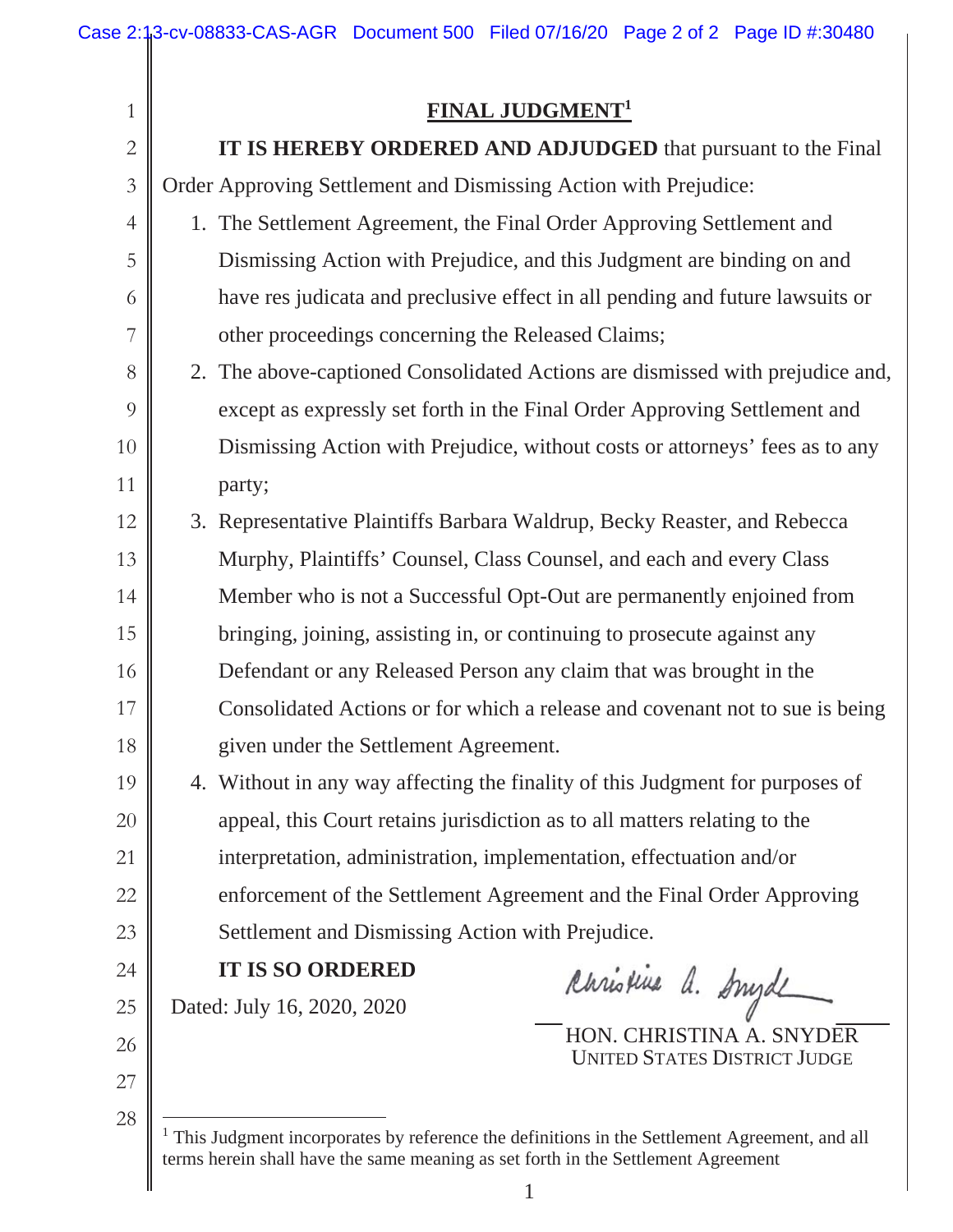# FINAL JUDGMENT[1]

**IT IS HEREBY ORDERED AND ADJUDGED** that pursuant to the Final Order Approving Settlement and Dismissing Action with Prejudice:

1. The Settlement Agreement, the Final Order Approving Settlement and Dismissing Action with Prejudice, and this Judgment are binding on and have res judicata and preclusive effect in all pending and future lawsuits or other proceedings concerning the Released Claims;
2. The above-captioned Consolidated Actions are dismissed with prejudice and, except as expressly set forth in the Final Order Approving Settlement and Dismissing Action with Prejudice, without costs or attorneys' fees as to any party;
3. Representative Plaintiffs Barbara Waldrup, Becky Reaster, and Rebecca Murphy, Plaintiffs' Counsel, Class Counsel, and each and every Class Member who is not a Successful Opt-Out are permanently enjoined from bringing, joining, assisting in, or continuing to prosecute against any Defendant or any Released Person any claim that was brought in the Consolidated Actions or for which a release and covenant not to sue is being given under the Settlement Agreement.
4. Without in any way affecting the finality of this Judgment for purposes of appeal, this Court retains jurisdiction as to all matters relating to the interpretation, administration, implementation, effectuation and/or enforcement of the Settlement Agreement and the Final Order Approving Settlement and Dismissing Action with Prejudice.

**IT IS SO ORDERED**

Dated: July 16, 2020, 2020

HON. CHRISTINA A. SNYDER
UNITED STATES DISTRICT JUDGE

[1] This Judgment incorporates by reference the definitions in the Settlement Agreement, and all terms herein shall have the same meaning as set forth in the Settlement Agreement